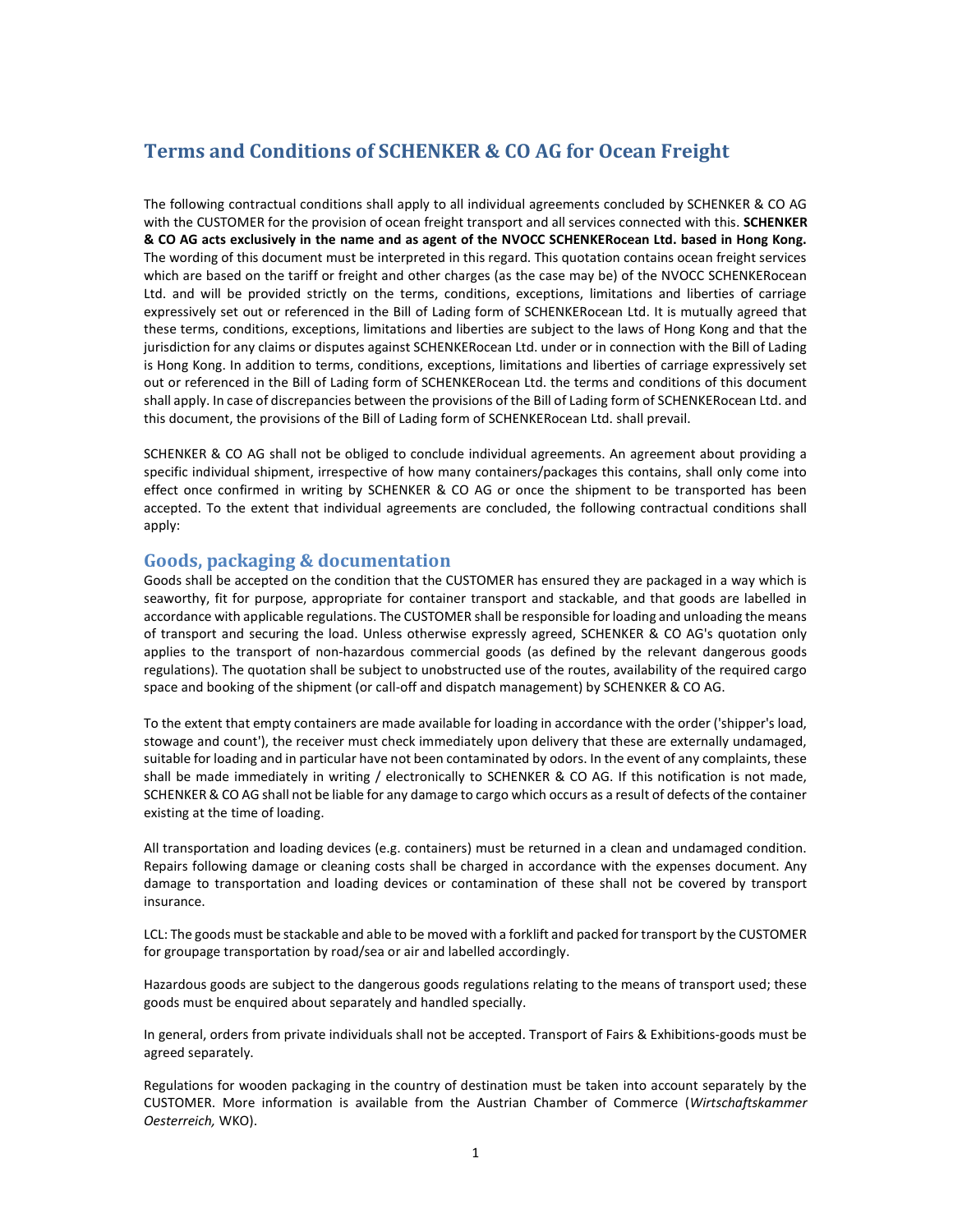# Terms and Conditions of SCHENKER & CO AG for Ocean Freight

The following contractual conditions shall apply to all individual agreements concluded by SCHENKER & CO AG with the CUSTOMER for the provision of ocean freight transport and all services connected with this. **SCHENKER & CO AG acts exclusively in the name and as agent of the NVOCC SCHENKERocean Ltd. based in Hong Kong.** The wording of this document must be interpreted in this regard. This quotation contains ocean freight services which are based on the tariff or freight and other charges (as the case may be) of the NVOCC SCHENKERocean Ltd. and will be provided strictly on the terms, conditions, exceptions, limitations and liberties of carriage expressively set out or referenced in the Bill of Lading form of SCHENKERocean Ltd. It is mutually agreed that these terms, conditions, exceptions, limitations and liberties are subject to the laws of Hong Kong and that the jurisdiction for any claims or disputes against SCHENKERocean Ltd. under or in connection with the Bill of Lading is Hong Kong. In addition to terms, conditions, exceptions, limitations and liberties of carriage expressively set out or referenced in the Bill of Lading form of SCHENKERocean Ltd. the terms and conditions of this document shall apply. In case of discrepancies between the provisions of the Bill of Lading form of SCHENKERocean Ltd. and this document, the provisions of the Bill of Lading form of SCHENKERocean Ltd. shall prevail.

SCHENKER & CO AG shall not be obliged to conclude individual agreements. An agreement about providing a specific individual shipment, irrespective of how many containers/packages this contains, shall only come into effect once confirmed in writing by SCHENKER & CO AG or once the shipment to be transported has been accepted. To the extent that individual agreements are concluded, the following contractual conditions shall apply:

## Goods, packaging & documentation

Goods shall be accepted on the condition that the CUSTOMER has ensured they are packaged in a way which is seaworthy, fit for purpose, appropriate for container transport and stackable, and that goods are labelled in accordance with applicable regulations. The CUSTOMER shall be responsible for loading and unloading the means of transport and securing the load. Unless otherwise expressly agreed, SCHENKER & CO AG's quotation only applies to the transport of non-hazardous commercial goods (as defined by the relevant dangerous goods regulations). The quotation shall be subject to unobstructed use of the routes, availability of the required cargo space and booking of the shipment (or call-off and dispatch management) by SCHENKER & CO AG.

To the extent that empty containers are made available for loading in accordance with the order ('shipper's load, stowage and count'), the receiver must check immediately upon delivery that these are externally undamaged, suitable for loading and in particular have not been contaminated by odors. In the event of any complaints, these shall be made immediately in writing / electronically to SCHENKER & CO AG. If this notification is not made, SCHENKER & CO AG shall not be liable for any damage to cargo which occurs as a result of defects of the container existing at the time of loading.

All transportation and loading devices (e.g. containers) must be returned in a clean and undamaged condition. Repairs following damage or cleaning costs shall be charged in accordance with the expenses document. Any damage to transportation and loading devices or contamination of these shall not be covered by transport insurance.

LCL: The goods must be stackable and able to be moved with a forklift and packed for transport by the CUSTOMER for groupage transportation by road/sea or air and labelled accordingly.

Hazardous goods are subject to the dangerous goods regulations relating to the means of transport used; these goods must be enquired about separately and handled specially.

In general, orders from private individuals shall not be accepted. Transport of Fairs & Exhibitions-goods must be agreed separately.

Regulations for wooden packaging in the country of destination must be taken into account separately by the CUSTOMER. More information is available from the Austrian Chamber of Commerce (*Wirtschaftskammer Oesterreich,* WKO).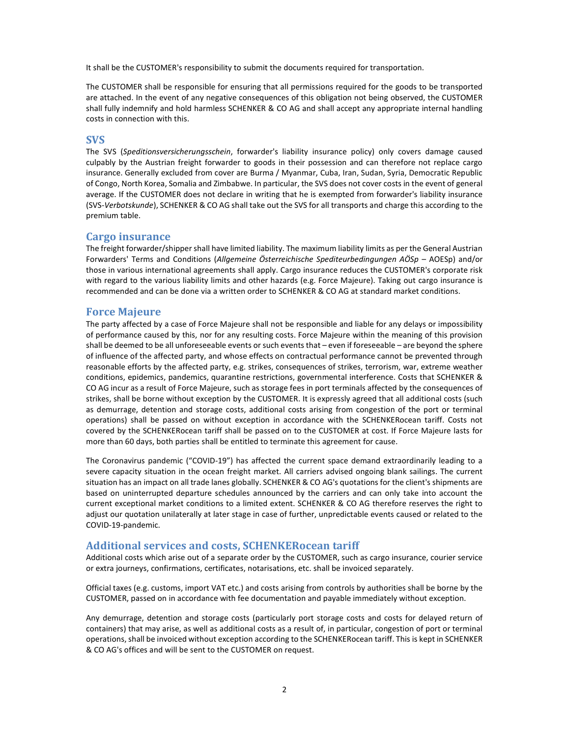It shall be the CUSTOMER's responsibility to submit the documents required for transportation.

The CUSTOMER shall be responsible for ensuring that all permissions required for the goods to be transported are attached. In the event of any negative consequences of this obligation not being observed, the CUSTOMER shall fully indemnify and hold harmless SCHENKER & CO AG and shall accept any appropriate internal handling costs in connection with this.

## SVS

The SVS (*Speditionsversicherungsschein*, forwarder's liability insurance policy) only covers damage caused culpably by the Austrian freight forwarder to goods in their possession and can therefore not replace cargo insurance. Generally excluded from cover are Burma / Myanmar, Cuba, Iran, Sudan, Syria, Democratic Republic of Congo, North Korea, Somalia and Zimbabwe. In particular, the SVS does not cover costs in the event of general average. If the CUSTOMER does not declare in writing that he is exempted from forwarder's liability insurance (SVS-*Verbotskunde*), SCHENKER & CO AG shall take out the SVS for all transports and charge this according to the premium table.

## Cargo insurance

The freight forwarder/shipper shall have limited liability. The maximum liability limits as per the General Austrian Forwarders' Terms and Conditions (*Allgemeine Österreichische Spediteurbedingungen AÖSp* – AOESp) and/or those in various international agreements shall apply. Cargo insurance reduces the CUSTOMER's corporate risk with regard to the various liability limits and other hazards (e.g. Force Majeure). Taking out cargo insurance is recommended and can be done via a written order to SCHENKER & CO AG at standard market conditions.

## Force Majeure

The party affected by a case of Force Majeure shall not be responsible and liable for any delays or impossibility of performance caused by this, nor for any resulting costs. Force Majeure within the meaning of this provision shall be deemed to be all unforeseeable events or such events that – even if foreseeable – are beyond the sphere of influence of the affected party, and whose effects on contractual performance cannot be prevented through reasonable efforts by the affected party, e.g. strikes, consequences of strikes, terrorism, war, extreme weather conditions, epidemics, pandemics, quarantine restrictions, governmental interference. Costs that SCHENKER & CO AG incur as a result of Force Majeure, such as storage fees in port terminals affected by the consequences of strikes, shall be borne without exception by the CUSTOMER. It is expressly agreed that all additional costs (such as demurrage, detention and storage costs, additional costs arising from congestion of the port or terminal operations) shall be passed on without exception in accordance with the SCHENKERocean tariff. Costs not covered by the SCHENKERocean tariff shall be passed on to the CUSTOMER at cost. If Force Majeure lasts for more than 60 days, both parties shall be entitled to terminate this agreement for cause.

The Coronavirus pandemic ("COVID-19") has affected the current space demand extraordinarily leading to a severe capacity situation in the ocean freight market. All carriers advised ongoing blank sailings. The current situation has an impact on all trade lanes globally. SCHENKER & CO AG's quotations for the client's shipments are based on uninterrupted departure schedules announced by the carriers and can only take into account the current exceptional market conditions to a limited extent. SCHENKER & CO AG therefore reserves the right to adjust our quotation unilaterally at later stage in case of further, unpredictable events caused or related to the COVID-19-pandemic.

## Additional services and costs, SCHENKERocean tariff

Additional costs which arise out of a separate order by the CUSTOMER, such as cargo insurance, courier service or extra journeys, confirmations, certificates, notarisations, etc. shall be invoiced separately.

Official taxes (e.g. customs, import VAT etc.) and costs arising from controls by authorities shall be borne by the CUSTOMER, passed on in accordance with fee documentation and payable immediately without exception.

Any demurrage, detention and storage costs (particularly port storage costs and costs for delayed return of containers) that may arise, as well as additional costs as a result of, in particular, congestion of port or terminal operations, shall be invoiced without exception according to the SCHENKERocean tariff. This is kept in SCHENKER & CO AG's offices and will be sent to the CUSTOMER on request.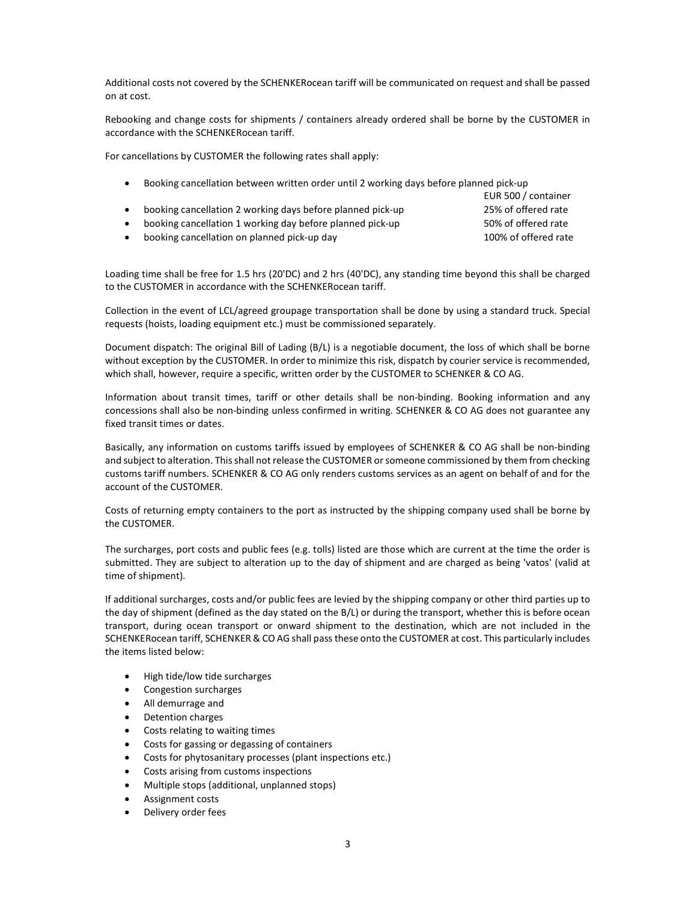Additional costs not covered by the SCHENKERocean tariff will be communicated on request and shall be passed on at cost.

Rebooking and change costs for shipments / containers already ordered shall be borne by the CUSTOMER in accordance with the SCHENKERocean tariff.

For cancellations by CUSTOMER the following rates shall apply:

- Booking cancellation between written order until 2 working days before planned pick-up EUR 500 / container
- booking cancellation 2 working days before planned pick-up 25% of offered rate
- booking cancellation 1 working day before planned pick-up 50% of offered rate
- booking cancellation on planned pick-up day 100% of offered rate

Loading time shall be free for 1.5 hrs (20'DC) and 2 hrs (40'DC), any standing time beyond this shall be charged to the CUSTOMER in accordance with the SCHENKERocean tariff.

Collection in the event of LCL/agreed groupage transportation shall be done by using a standard truck. Special requests (hoists, loading equipment etc.) must be commissioned separately.

Document dispatch: The original Bill of Lading (B/L) is a negotiable document, the loss of which shall be borne without exception by the CUSTOMER. In order to minimize this risk, dispatch by courier service is recommended, which shall, however, require a specific, written order by the CUSTOMER to SCHENKER & CO AG.

Information about transit times, tariff or other details shall be non-binding. Booking information and any concessions shall also be non-binding unless confirmed in writing. SCHENKER & CO AG does not guarantee any fixed transit times or dates.

Basically, any information on customs tariffs issued by employees of SCHENKER & CO AG shall be non-binding and subject to alteration. This shall not release the CUSTOMER or someone commissioned by them from checking customs tariff numbers. SCHENKER & CO AG only renders customs services as an agent on behalf of and for the account of the CUSTOMER.

Costs of returning empty containers to the port as instructed by the shipping company used shall be borne by the CUSTOMER.

The surcharges, port costs and public fees (e.g. tolls) listed are those which are current at the time the order is submitted. They are subject to alteration up to the day of shipment and are charged as being 'vatos' (valid at time of shipment).

If additional surcharges, costs and/or public fees are levied by the shipping company or other third parties up to the day of shipment (defined as the day stated on the B/L) or during the transport, whether this is before ocean transport, during ocean transport or onward shipment to the destination, which are not included in the SCHENKERocean tariff, SCHENKER & CO AG shall pass these onto the CUSTOMER at cost. This particularly includes the items listed below:

- High tide/low tide surcharges
- Congestion surcharges
- All demurrage and
- Detention charges
- Costs relating to waiting times
- Costs for gassing or degassing of containers
- Costs for phytosanitary processes (plant inspections etc.)
- Costs arising from customs inspections
- Multiple stops (additional, unplanned stops)
- Assignment costs
- Delivery order fees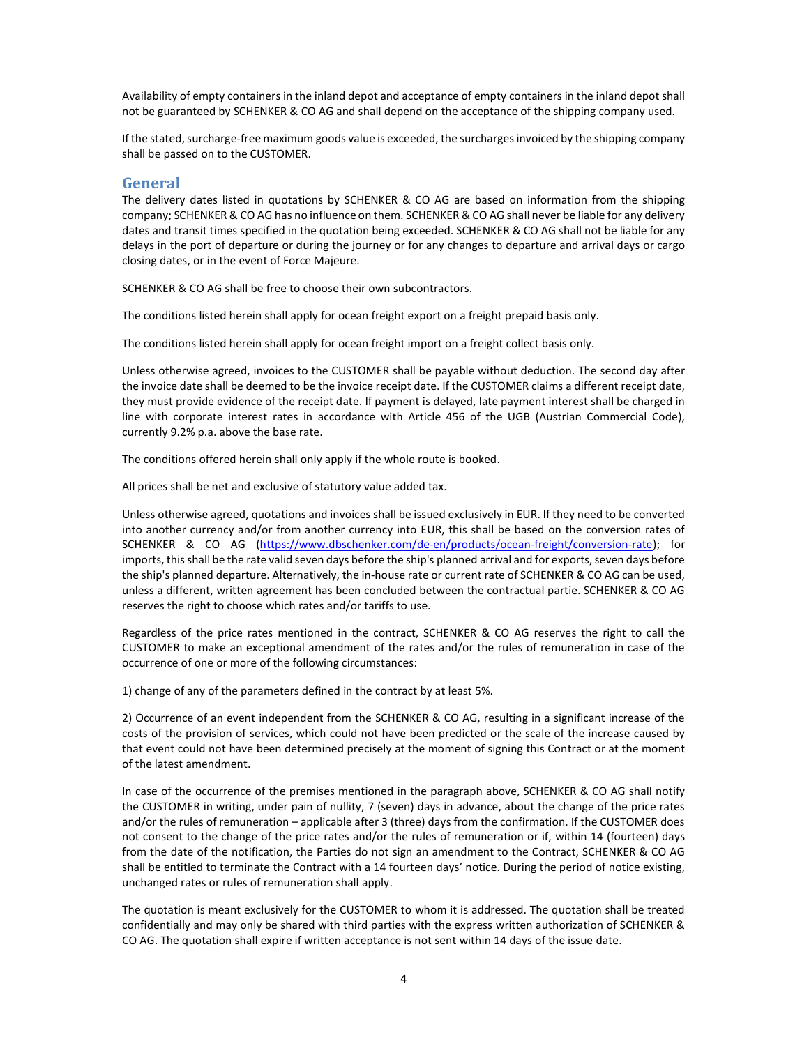Availability of empty containers in the inland depot and acceptance of empty containers in the inland depot shall not be guaranteed by SCHENKER & CO AG and shall depend on the acceptance of the shipping company used.

If the stated, surcharge-free maximum goods value is exceeded, the surcharges invoiced by the shipping company shall be passed on to the CUSTOMER.

## General

The delivery dates listed in quotations by SCHENKER & CO AG are based on information from the shipping company; SCHENKER & CO AG has no influence on them. SCHENKER & CO AG shall never be liable for any delivery dates and transit times specified in the quotation being exceeded. SCHENKER & CO AG shall not be liable for any delays in the port of departure or during the journey or for any changes to departure and arrival days or cargo closing dates, or in the event of Force Majeure.

SCHENKER & CO AG shall be free to choose their own subcontractors.

The conditions listed herein shall apply for ocean freight export on a freight prepaid basis only.

The conditions listed herein shall apply for ocean freight import on a freight collect basis only.

Unless otherwise agreed, invoices to the CUSTOMER shall be payable without deduction. The second day after the invoice date shall be deemed to be the invoice receipt date. If the CUSTOMER claims a different receipt date, they must provide evidence of the receipt date. If payment is delayed, late payment interest shall be charged in line with corporate interest rates in accordance with Article 456 of the UGB (Austrian Commercial Code), currently 9.2% p.a. above the base rate.

The conditions offered herein shall only apply if the whole route is booked.

All prices shall be net and exclusive of statutory value added tax.

Unless otherwise agreed, quotations and invoices shall be issued exclusively in EUR. If they need to be converted into another currency and/or from another currency into EUR, this shall be based on the conversion rates of SCHENKER & CO AG (https://www.dbschenker.com/de-en/products/ocean-freight/conversion-rate); for imports, this shall be the rate valid seven days before the ship's planned arrival and for exports, seven days before the ship's planned departure. Alternatively, the in-house rate or current rate of SCHENKER & CO AG can be used, unless a different, written agreement has been concluded between the contractual partie. SCHENKER & CO AG reserves the right to choose which rates and/or tariffs to use.

Regardless of the price rates mentioned in the contract, SCHENKER & CO AG reserves the right to call the CUSTOMER to make an exceptional amendment of the rates and/or the rules of remuneration in case of the occurrence of one or more of the following circumstances:

1) change of any of the parameters defined in the contract by at least 5%.

2) Occurrence of an event independent from the SCHENKER & CO AG, resulting in a significant increase of the costs of the provision of services, which could not have been predicted or the scale of the increase caused by that event could not have been determined precisely at the moment of signing this Contract or at the moment of the latest amendment.

In case of the occurrence of the premises mentioned in the paragraph above, SCHENKER & CO AG shall notify the CUSTOMER in writing, under pain of nullity, 7 (seven) days in advance, about the change of the price rates and/or the rules of remuneration – applicable after 3 (three) days from the confirmation. If the CUSTOMER does not consent to the change of the price rates and/or the rules of remuneration or if, within 14 (fourteen) days from the date of the notification, the Parties do not sign an amendment to the Contract, SCHENKER & CO AG shall be entitled to terminate the Contract with a 14 fourteen days' notice. During the period of notice existing, unchanged rates or rules of remuneration shall apply.

The quotation is meant exclusively for the CUSTOMER to whom it is addressed. The quotation shall be treated confidentially and may only be shared with third parties with the express written authorization of SCHENKER & CO AG. The quotation shall expire if written acceptance is not sent within 14 days of the issue date.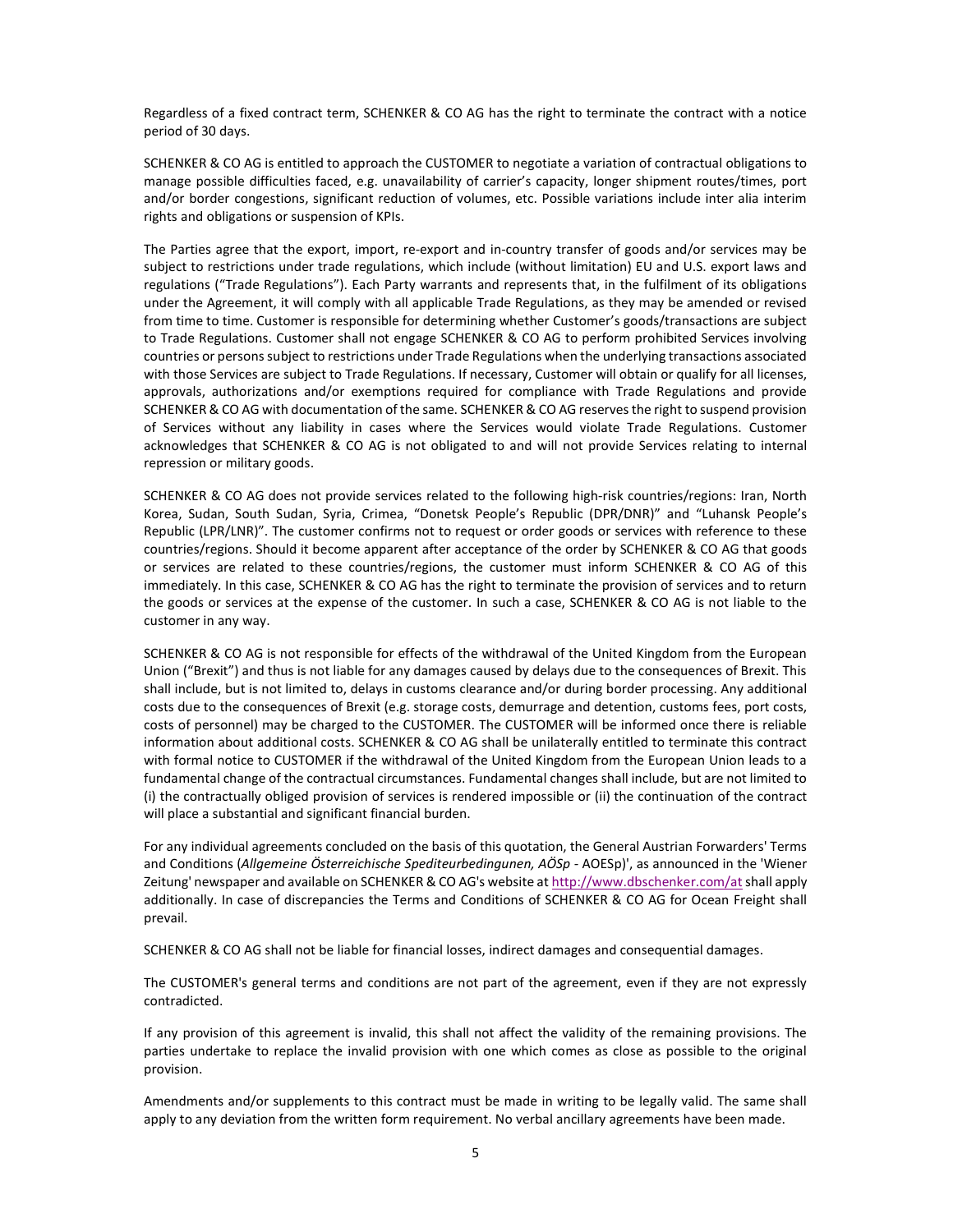Regardless of a fixed contract term, SCHENKER & CO AG has the right to terminate the contract with a notice period of 30 days.

SCHENKER & CO AG is entitled to approach the CUSTOMER to negotiate a variation of contractual obligations to manage possible difficulties faced, e.g. unavailability of carrier's capacity, longer shipment routes/times, port and/or border congestions, significant reduction of volumes, etc. Possible variations include inter alia interim rights and obligations or suspension of KPIs.

The Parties agree that the export, import, re-export and in-country transfer of goods and/or services may be subject to restrictions under trade regulations, which include (without limitation) EU and U.S. export laws and regulations ("Trade Regulations"). Each Party warrants and represents that, in the fulfilment of its obligations under the Agreement, it will comply with all applicable Trade Regulations, as they may be amended or revised from time to time. Customer is responsible for determining whether Customer's goods/transactions are subject to Trade Regulations. Customer shall not engage SCHENKER & CO AG to perform prohibited Services involving countries or persons subject to restrictions under Trade Regulations when the underlying transactions associated with those Services are subject to Trade Regulations. If necessary, Customer will obtain or qualify for all licenses, approvals, authorizations and/or exemptions required for compliance with Trade Regulations and provide SCHENKER & CO AG with documentation of the same. SCHENKER & CO AG reserves the right to suspend provision of Services without any liability in cases where the Services would violate Trade Regulations. Customer acknowledges that SCHENKER & CO AG is not obligated to and will not provide Services relating to internal repression or military goods.

SCHENKER & CO AG does not provide services related to the following high-risk countries/regions: Iran, North Korea, Sudan, South Sudan, Syria, Crimea, "Donetsk People's Republic (DPR/DNR)" and "Luhansk People's Republic (LPR/LNR)". The customer confirms not to request or order goods or services with reference to these countries/regions. Should it become apparent after acceptance of the order by SCHENKER & CO AG that goods or services are related to these countries/regions, the customer must inform SCHENKER & CO AG of this immediately. In this case, SCHENKER & CO AG has the right to terminate the provision of services and to return the goods or services at the expense of the customer. In such a case, SCHENKER & CO AG is not liable to the customer in any way.

SCHENKER & CO AG is not responsible for effects of the withdrawal of the United Kingdom from the European Union ("Brexit") and thus is not liable for any damages caused by delays due to the consequences of Brexit. This shall include, but is not limited to, delays in customs clearance and/or during border processing. Any additional costs due to the consequences of Brexit (e.g. storage costs, demurrage and detention, customs fees, port costs, costs of personnel) may be charged to the CUSTOMER. The CUSTOMER will be informed once there is reliable information about additional costs. SCHENKER & CO AG shall be unilaterally entitled to terminate this contract with formal notice to CUSTOMER if the withdrawal of the United Kingdom from the European Union leads to a fundamental change of the contractual circumstances. Fundamental changes shall include, but are not limited to (i) the contractually obliged provision of services is rendered impossible or (ii) the continuation of the contract will place a substantial and significant financial burden.

For any individual agreements concluded on the basis of this quotation, the General Austrian Forwarders' Terms and Conditions (*Allgemeine Österreichische Spediteurbedingungen, AÖSp* - AOESp)', as announced in the 'Wiener Zeitung' newspaper and available on SCHENKER & CO AG's website at http://www.dbschenker.com/at shall apply additionally. In case of discrepancies the Terms and Conditions of SCHENKER & CO AG for Ocean Freight shall prevail.

SCHENKER & CO AG shall not be liable for financial losses, indirect damages and consequential damages.

The CUSTOMER's general terms and conditions are not part of the agreement, even if they are not expressly contradicted.

If any provision of this agreement is invalid, this shall not affect the validity of the remaining provisions. The parties undertake to replace the invalid provision with one which comes as close as possible to the original provision.

Amendments and/or supplements to this contract must be made in writing to be legally valid. The same shall apply to any deviation from the written form requirement. No verbal ancillary agreements have been made.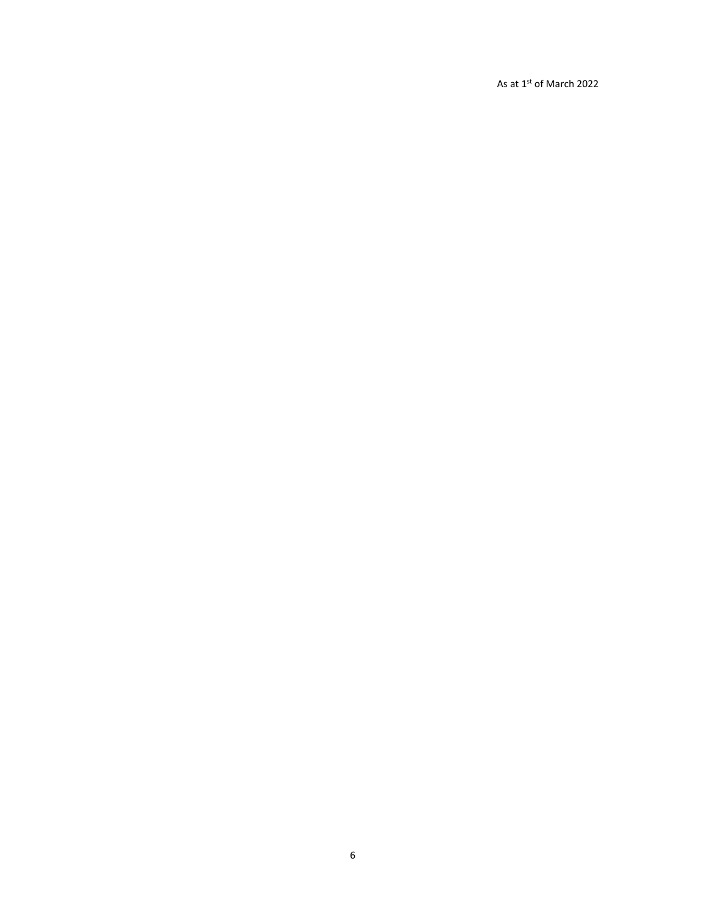As at 1st of March 2022